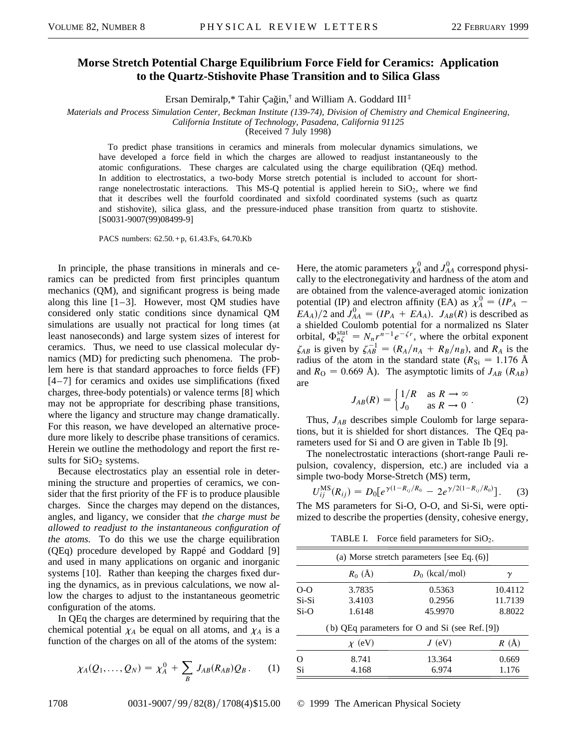# Morse Stretch Potential Charge Equilibrium Force Field for Ceramics: Application to the Quartz-Stishovite Phase Transition and to Silica Glass

Ersan Demiralp,* Tahir Çağin,† and William A. Goddard III‡

*Materials and Process Simulation Center, Beckman Institute (139-74), Division of Chemistry and Chemical Engineering, California Institute of Technology, Pasadena, California 91125*

(Received 7 July 1998)

To predict phase transitions in ceramics and minerals from molecular dynamics simulations, we have developed a force field in which the charges are allowed to readjust instantaneously to the atomic configurations. These charges are calculated using the charge equilibration (QEq) method. In addition to electrostatics, a two-body Morse stretch potential is included to account for short-range nonelectrostatic interactions. This MS-Q potential is applied herein to $SiO_2$, where we find that it describes well the fourfold coordinated and sixfold coordinated systems (such as quartz and stishovite), silica glass, and the pressure-induced phase transition from quartz to stishovite. [S0031-9007(99)08499-9]

PACS numbers: 62.50.+p, 61.43.Fs, 64.70.Kb

In principle, the phase transitions in minerals and ceramics can be predicted from first principles quantum mechanics (QM), and significant progress is being made along this line [1–3]. However, most QM studies have considered only static conditions since dynamical QM simulations are usually not practical for long times (at least nanoseconds) and large system sizes of interest for ceramics. Thus, we need to use classical molecular dynamics (MD) for predicting such phenomena. The problem here is that standard approaches to force fields (FF) [4–7] for ceramics and oxides use simplifications (fixed charges, three-body potentials) or valence terms [8] which may not be appropriate for describing phase transitions, where the ligancy and structure may change dramatically. For this reason, we have developed an alternative procedure more likely to describe phase transitions of ceramics. Herein we outline the methodology and report the first results for $SiO_2$ systems.

Because electrostatics play an essential role in determining the structure and properties of ceramics, we consider that the first priority of the FF is to produce plausible charges. Since the charges may depend on the distances, angles, and ligancy, we consider that *the charge must be allowed to readjust to the instantaneous configuration of the atoms.* To do this we use the charge equilibration (QEq) procedure developed by Rappé and Goddard [9] and used in many applications on organic and inorganic systems [10]. Rather than keeping the charges fixed during the dynamics, as in previous calculations, we now allow the charges to adjust to the instantaneous geometric configuration of the atoms.

In QEq the charges are determined by requiring that the chemical potential $\chi_A$ be equal on all atoms, and $\chi_A$ is a function of the charges on all of the atoms of the system:

$$\chi_A(Q_1, \ldots, Q_N) = \chi_A^0 + \sum_B J_{AB}(R_{AB})Q_B . \qquad (1)$$

Here, the atomic parameters $\chi_A^0$ and $J_{AA}^0$ correspond physically to the electronegativity and hardness of the atom and are obtained from the valence-averaged atomic ionization potential (IP) and electron affinity (EA) as $\chi_A^0 = (IP_A - EA_A)/2$ and $J_{AA}^0 = (IP_A + EA_A)$. $J_{AB}(R)$ is described as a shielded Coulomb potential for a normalized ns Slater orbital, $\Phi_{n\zeta}^{\text{stat}} = N_n r^{n-1} e^{-\zeta r}$, where the orbital exponent $\zeta_{AB}$ is given by $\zeta_{AB}^{-1} = (R_A/n_A + R_B/n_B)$, and $R_A$ is the radius of the atom in the standard state ($R_{\text{Si}} = 1.176$ Å and $R_{\text{O}} = 0.669$ Å). The asymptotic limits of $J_{AB}$ $(R_{AB})$ are

$$J_{AB}(R) = \begin{cases} 1/R & \text{as } R \to \infty \\ J_0 & \text{as } R \to 0 \end{cases} . \qquad (2)$$

Thus, $J_{AB}$ describes simple Coulomb for large separations, but it is shielded for short distances. The QEq parameters used for Si and O are given in Table Ib [9].

The nonelectrostatic interactions (short-range Pauli repulsion, covalency, dispersion, etc.) are included via a simple two-body Morse-Stretch (MS) term,

$$U_{ij}^{\text{MS}}(R_{ij}) = D_0[e^{\gamma(1-R_{ij}/R_0)} - 2e^{\gamma/2(1-R_{ij}/R_0)}] . \qquad (3)$$

The MS parameters for Si-O, O-O, and Si-Si, were optimized to describe the properties (density, cohesive energy,

TABLE I. Force field parameters for $SiO_2$.

| (a) Morse stretch parameters [see Eq. (6)] | | | |
|---|---|---|---|
| | $R_0$ (Å) | $D_0$ (kcal/mol) | $\gamma$ |
| O-O | 3.7835 | 0.5363 | 10.4112 |
| Si-Si | 3.4103 | 0.2956 | 11.7139 |
| Si-O | 1.6148 | 45.9970 | 8.8022 |
| **(b) QEq parameters for O and Si (see Ref. [9])** | | | |
| | $\chi$ (eV) | $J$ (eV) | $R$ (Å) |
| O | 8.741 | 13.364 | 0.669 |
| Si | 4.168 | 6.974 | 1.176 |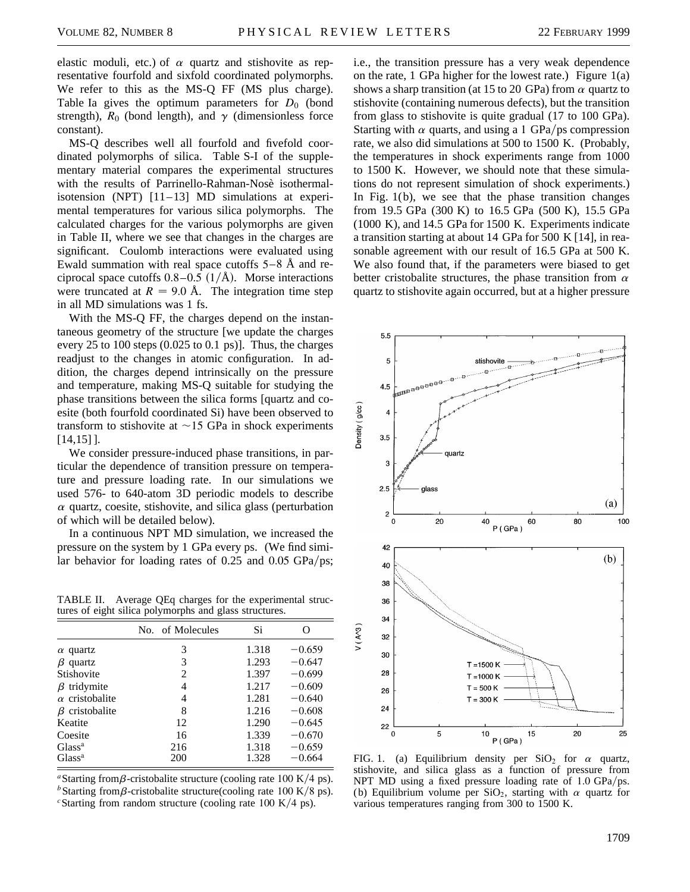elastic moduli, etc.) of $\alpha$ quartz and stishovite as representative fourfold and sixfold coordinated polymorphs. We refer to this as the MS-Q FF (MS plus charge). Table Ia gives the optimum parameters for $D_0$ (bond strength), $R_0$ (bond length), and $\gamma$ (dimensionless force constant).

MS-Q describes well all fourfold and fivefold coordinated polymorphs of silica. Table S-I of the supplementary material compares the experimental structures with the results of Parrinello-Rahman-Nosè isothermal-isotension (NPT) [11–13] MD simulations at experimental temperatures for various silica polymorphs. The calculated charges for the various polymorphs are given in Table II, where we see that changes in the charges are significant. Coulomb interactions were evaluated using Ewald summation with real space cutoffs 5–8 Å and reciprocal space cutoffs 0.8–0.5 (1/Å). Morse interactions were truncated at $R = 9.0$ Å. The integration time step in all MD simulations was 1 fs.

With the MS-Q FF, the charges depend on the instantaneous geometry of the structure [we update the charges every 25 to 100 steps (0.025 to 0.1 ps)]. Thus, the charges readjust to the changes in atomic configuration. In addition, the charges depend intrinsically on the pressure and temperature, making MS-Q suitable for studying the phase transitions between the silica forms [quartz and coesite (both fourfold coordinated Si) have been observed to transform to stishovite at ~15 GPa in shock experiments [14,15] ].

We consider pressure-induced phase transitions, in particular the dependence of transition pressure on temperature and pressure loading rate. In our simulations we used 576- to 640-atom 3D periodic models to describe $\alpha$ quartz, coesite, stishovite, and silica glass (perturbation of which will be detailed below).

In a continuous NPT MD simulation, we increased the pressure on the system by 1 GPa every ps. (We find similar behavior for loading rates of 0.25 and 0.05 GPa/ps; i.e., the transition pressure has a very weak dependence on the rate, 1 GPa higher for the lowest rate.) Figure 1(a) shows a sharp transition (at 15 to 20 GPa) from $\alpha$ quartz to stishovite (containing numerous defects), but the transition from glass to stishovite is quite gradual (17 to 100 GPa). Starting with $\alpha$ quarts, and using a 1 GPa/ps compression rate, we also did simulations at 500 to 1500 K. (Probably, the temperatures in shock experiments range from 1000 to 1500 K. However, we should note that these simulations do not represent simulation of shock experiments.) In Fig. 1(b), we see that the phase transition changes from 19.5 GPa (300 K) to 16.5 GPa (500 K), 15.5 GPa (1000 K), and 14.5 GPa for 1500 K. Experiments indicate a transition starting at about 14 GPa for 500 K [14], in reasonable agreement with our result of 16.5 GPa at 500 K. We also found that, if the parameters were biased to get better cristobalite structures, the phase transition from $\alpha$ quartz to stishovite again occurred, but at a higher pressure

TABLE II. Average QEq charges for the experimental structures of eight silica polymorphs and glass structures.

| | No. of Molecules | Si | O |
|---|---|---|---|
| $\alpha$ quartz | 3 | 1.318 | −0.659 |
| $\beta$ quartz | 3 | 1.293 | −0.647 |
| Stishovite | 2 | 1.397 | −0.699 |
| $\beta$ tridymite | 4 | 1.217 | −0.609 |
| $\alpha$ cristobalite | 4 | 1.281 | −0.640 |
| $\beta$ cristobalite | 8 | 1.216 | −0.608 |
| Keatite | 12 | 1.290 | −0.645 |
| Coesite | 16 | 1.339 | −0.670 |
| Glass[a] | 216 | 1.318 | −0.659 |
| Glass[a] | 200 | 1.328 | −0.664 |

[a]Starting from $\beta$-cristobalite structure (cooling rate 100 K/4 ps).
[b]Starting from $\beta$-cristobalite structure(cooling rate 100 K/8 ps).
[c]Starting from random structure (cooling rate 100 K/4 ps).

FIG. 1. (a) Equilibrium density per $SiO_2$ for $\alpha$ quartz, stishovite, and silica glass as a function of pressure from NPT MD using a fixed pressure loading rate of 1.0 GPa/ps. (b) Equilibrium volume per $SiO_2$, starting with $\alpha$ quartz for various temperatures ranging from 300 to 1500 K.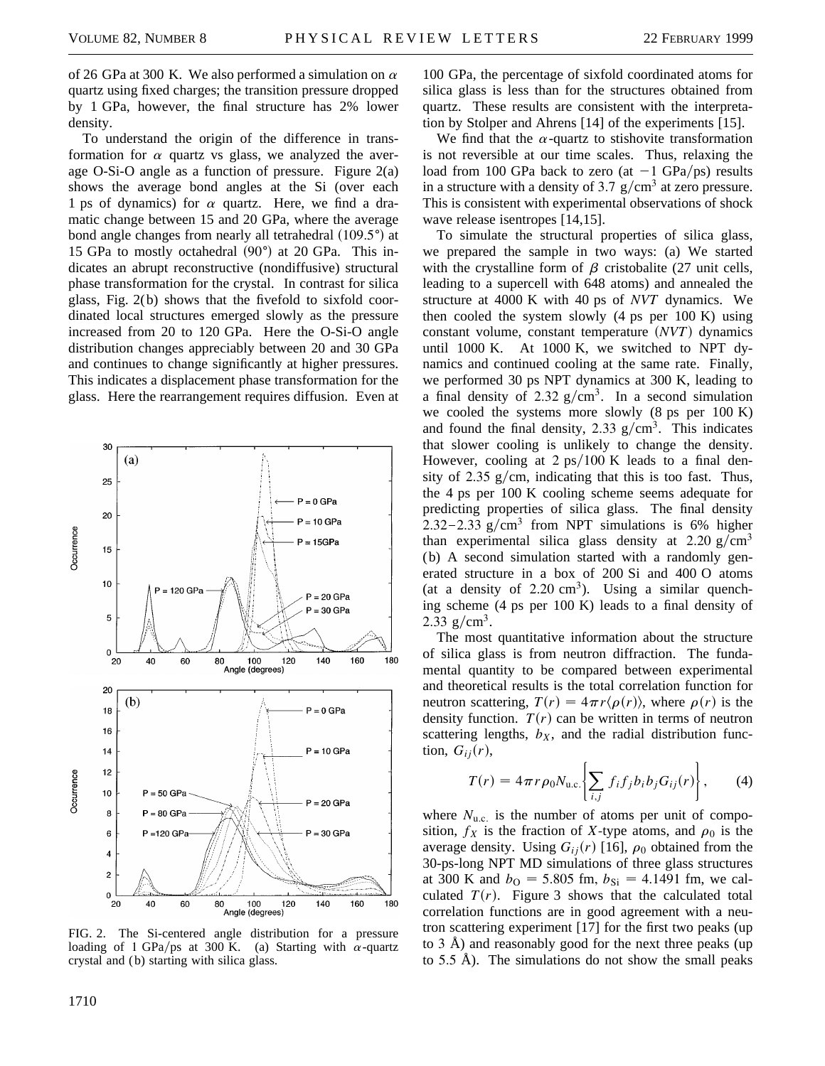of 26 GPa at 300 K. We also performed a simulation on $\alpha$ quartz using fixed charges; the transition pressure dropped by 1 GPa, however, the final structure has 2% lower density.

To understand the origin of the difference in transformation for $\alpha$ quartz vs glass, we analyzed the average O-Si-O angle as a function of pressure. Figure 2(a) shows the average bond angles at the Si (over each 1 ps of dynamics) for $\alpha$ quartz. Here, we find a dramatic change between 15 and 20 GPa, where the average bond angle changes from nearly all tetrahedral (109.5°) at 15 GPa to mostly octahedral (90°) at 20 GPa. This indicates an abrupt reconstructive (nondiffusive) structural phase transformation for the crystal. In contrast for silica glass, Fig. 2(b) shows that the fivefold to sixfold coordinated local structures emerged slowly as the pressure increased from 20 to 120 GPa. Here the O-Si-O angle distribution changes appreciably between 20 and 30 GPa and continues to change significantly at higher pressures. This indicates a displacement phase transformation for the glass. Here the rearrangement requires diffusion. Even at 100 GPa, the percentage of sixfold coordinated atoms for silica glass is less than for the structures obtained from quartz. These results are consistent with the interpretation by Stolper and Ahrens [14] of the experiments [15].

FIG. 2. The Si-centered angle distribution for a pressure loading of 1 GPa/ps at 300 K. (a) Starting with $\alpha$-quartz crystal and (b) starting with silica glass.

We find that the $\alpha$-quartz to stishovite transformation is not reversible at our time scales. Thus, relaxing the load from 100 GPa back to zero (at $-1$ GPa/ps) results in a structure with a density of 3.7 g/cm$^3$ at zero pressure. This is consistent with experimental observations of shock wave release isentropes [14,15].

To simulate the structural properties of silica glass, we prepared the sample in two ways: (a) We started with the crystalline form of $\beta$ cristobalite (27 unit cells, leading to a supercell with 648 atoms) and annealed the structure at 4000 K with 40 ps of *NVT* dynamics. We then cooled the system slowly (4 ps per 100 K) using constant volume, constant temperature (*NVT*) dynamics until 1000 K. At 1000 K, we switched to NPT dynamics and continued cooling at the same rate. Finally, we performed 30 ps NPT dynamics at 300 K, leading to a final density of 2.32 g/cm$^3$. In a second simulation we cooled the systems more slowly (8 ps per 100 K) and found the final density, 2.33 g/cm$^3$. This indicates that slower cooling is unlikely to change the density. However, cooling at 2 ps/100 K leads to a final density of 2.35 g/cm, indicating that this is too fast. Thus, the 4 ps per 100 K cooling scheme seems adequate for predicting properties of silica glass. The final density 2.32–2.33 g/cm$^3$ from NPT simulations is 6% higher than experimental silica glass density at 2.20 g/cm$^3$ (b) A second simulation started with a randomly generated structure in a box of 200 Si and 400 O atoms (at a density of 2.20 cm$^3$). Using a similar quenching scheme (4 ps per 100 K) leads to a final density of 2.33 g/cm$^3$.

The most quantitative information about the structure of silica glass is from neutron diffraction. The fundamental quantity to be compared between experimental and theoretical results is the total correlation function for neutron scattering, $T(r) = 4\pi r\langle \rho(r) \rangle$, where $\rho(r)$ is the density function. $T(r)$ can be written in terms of neutron scattering lengths, $b_X$, and the radial distribution function, $G_{ij}(r)$,

$$T(r) = 4\pi r \rho_0 N_{\mathrm{u.c.}} \left\{ \sum_{i,j} f_i f_j b_i b_j G_{ij}(r) \right\}, \qquad (4)$$

where $N_{\mathrm{u.c.}}$ is the number of atoms per unit of composition, $f_X$ is the fraction of $X$-type atoms, and $\rho_0$ is the average density. Using $G_{ij}(r)$ [16], $\rho_0$ obtained from the 30-ps-long NPT MD simulations of three glass structures at 300 K and $b_{\mathrm{O}} = 5.805$ fm, $b_{\mathrm{Si}} = 4.1491$ fm, we calculated $T(r)$. Figure 3 shows that the calculated total correlation functions are in good agreement with a neutron scattering experiment [17] for the first two peaks (up to 3 Å) and reasonably good for the next three peaks (up to 5.5 Å). The simulations do not show the small peaks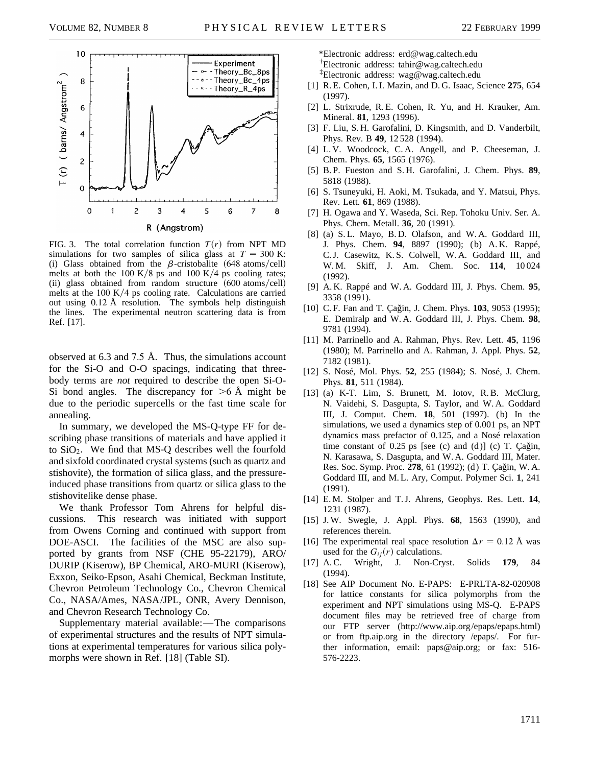10

Experiment
Theory_Bc_8ps
Theory_Bc_4ps
Theory_R_4ps

T (r) ( barns/ Angstrom$^2$ )

8
6
4
2
0

0 1 2 3 4 5 6 7 8

R (Angstrom)

FIG. 3. The total correlation function $T(r)$ from NPT MD simulations for two samples of silica glass at $T = 300$ K: (i) Glass obtained from the $\beta$-cristobalite (648 atoms/cell) melts at both the 100 K/8 ps and 100 K/4 ps cooling rates; (ii) glass obtained from random structure (600 atoms/cell) melts at the 100 K/4 ps cooling rate. Calculations are carried out using 0.12 Å resolution. The symbols help distinguish the lines. The experimental neutron scattering data is from Ref. [17].

observed at 6.3 and 7.5 Å. Thus, the simulations account for the Si-O and O-O spacings, indicating that three-body terms are *not* required to describe the open Si-O-Si bond angles. The discrepancy for >6 Å might be due to the periodic supercells or the fast time scale for annealing.

In summary, we developed the MS-Q-type FF for describing phase transitions of materials and have applied it to $SiO_2$. We find that MS-Q describes well the fourfold and sixfold coordinated crystal systems (such as quartz and stishovite), the formation of silica glass, and the pressure-induced phase transitions from quartz or silica glass to the stishovitelike dense phase.

We thank Professor Tom Ahrens for helpful discussions. This research was initiated with support from Owens Corning and continued with support from DOE-ASCI. The facilities of the MSC are also supported by grants from NSF (CHE 95-22179), ARO/DURIP (Kiserow), BP Chemical, ARO-MURI (Kiserow), Exxon, Seiko-Epson, Asahi Chemical, Beckman Institute, Chevron Petroleum Technology Co., Chevron Chemical Co., NASA/Ames, NASA/JPL, ONR, Avery Dennison, and Chevron Research Technology Co.

Supplementary material available:—The comparisons of experimental structures and the results of NPT simulations at experimental temperatures for various silica polymorphs were shown in Ref. [18] (Table SI).

*Electronic address: erd@wag.caltech.edu
†Electronic address: tahir@wag.caltech.edu
‡Electronic address: wag@wag.caltech.edu

[1] R. E. Cohen, I. I. Mazin, and D. G. Isaac, Science **275**, 654 (1997).
[2] L. Strixrude, R. E. Cohen, R. Yu, and H. Krauker, Am. Mineral. **81**, 1293 (1996).
[3] F. Liu, S. H. Garofalini, D. Kingsmith, and D. Vanderbilt, Phys. Rev. B **49**, 12 528 (1994).
[4] L. V. Woodcock, C. A. Angell, and P. Cheeseman, J. Chem. Phys. **65**, 1565 (1976).
[5] B. P. Fueston and S. H. Garofalini, J. Chem. Phys. **89**, 5818 (1988).
[6] S. Tsuneyuki, H. Aoki, M. Tsukada, and Y. Matsui, Phys. Rev. Lett. **61**, 869 (1988).
[7] H. Ogawa and Y. Waseda, Sci. Rep. Tohoku Univ. Ser. A. Phys. Chem. Metall. **36**, 20 (1991).
[8] (a) S. L. Mayo, B. D. Olafson, and W. A. Goddard III, J. Phys. Chem. **94**, 8897 (1990); (b) A. K. Rappé, C. J. Casewitz, K. S. Colwell, W. A. Goddard III, and W. M. Skiff, J. Am. Chem. Soc. **114**, 10 024 (1992).
[9] A. K. Rappé and W. A. Goddard III, J. Phys. Chem. **95**, 3358 (1991).
[10] C. F. Fan and T. Çağin, J. Chem. Phys. **103**, 9053 (1995); E. Demiralp and W. A. Goddard III, J. Phys. Chem. **98**, 9781 (1994).
[11] M. Parrinello and A. Rahman, Phys. Rev. Lett. **45**, 1196 (1980); M. Parrinello and A. Rahman, J. Appl. Phys. **52**, 7182 (1981).
[12] S. Nosé, Mol. Phys. **52**, 255 (1984); S. Nosé, J. Chem. Phys. **81**, 511 (1984).
[13] (a) K-T. Lim, S. Brunett, M. Iotov, R. B. McClurg, N. Vaidehi, S. Dasgupta, S. Taylor, and W. A. Goddard III, J. Comput. Chem. **18**, 501 (1997). (b) In the simulations, we used a dynamics step of 0.001 ps, an NPT dynamics mass prefactor of 0.125, and a Nosé relaxation time constant of 0.25 ps [see (c) and (d)] (c) T. Çağin, N. Karasawa, S. Dasgupta, and W. A. Goddard III, Mater. Res. Soc. Symp. Proc. **278**, 61 (1992); (d) T. Çağin, W. A. Goddard III, and M. L. Ary, Comput. Polymer Sci. **1**, 241 (1991).
[14] E. M. Stolper and T. J. Ahrens, Geophys. Res. Lett. **14**, 1231 (1987).
[15] J. W. Swegle, J. Appl. Phys. **68**, 1563 (1990), and references therein.
[16] The experimental real space resolution $\Delta r = 0.12$ Å was used for the $G_{ij}(r)$ calculations.
[17] A. C. Wright, J. Non-Cryst. Solids **179**, 84 (1994).
[18] See AIP Document No. E-PAPS: E-PRLTA-82-020908 for lattice constants for silica polymorphs from the experiment and NPT simulations using MS-Q. E-PAPS document files may be retrieved free of charge from our FTP server (http://www.aip.org/epaps/epaps.html) or from ftp.aip.org in the directory /epaps/. For further information, email: paps@aip.org; or fax: 516-576-2223.